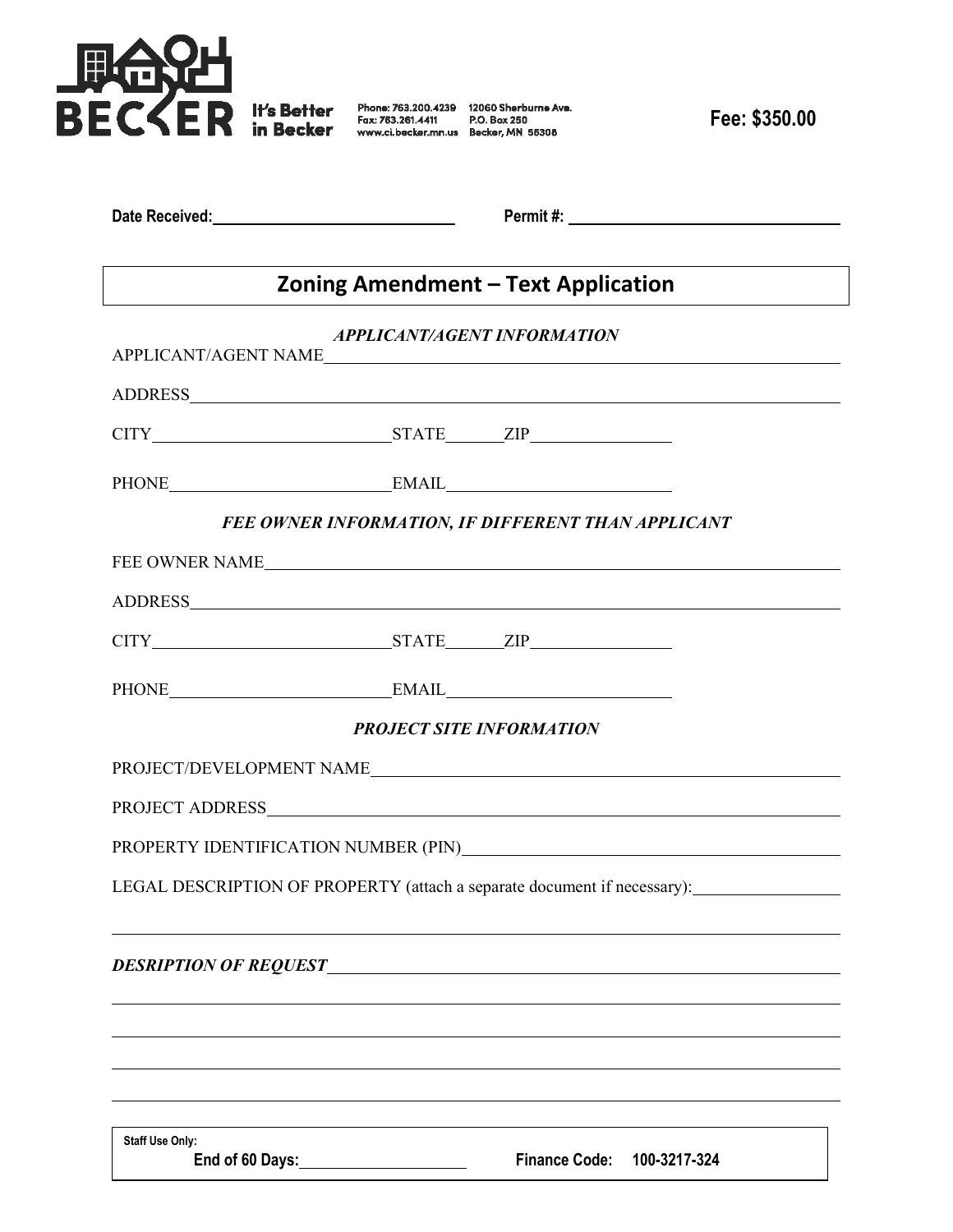BECKER It's Better in Becker

Phone: 763.200.4239
Fax: 763.261.4411
www.ci.becker.mn.us

12060 Sherburne Ave.
P.O. Box 250
Becker, MN 55308

**Fee: $350.00**

**Date Received:** ____________________ **Permit #:** ____________________

# Zoning Amendment – Text Application

***APPLICANT/AGENT INFORMATION***

APPLICANT/AGENT NAME ____________________

ADDRESS ____________________

CITY ____________________ STATE ________ ZIP ____________

PHONE ____________________ EMAIL ____________________

***FEE OWNER INFORMATION, IF DIFFERENT THAN APPLICANT***

FEE OWNER NAME ____________________

ADDRESS ____________________

CITY ____________________ STATE ________ ZIP ____________

PHONE ____________________ EMAIL ____________________

***PROJECT SITE INFORMATION***

PROJECT/DEVELOPMENT NAME ____________________

PROJECT ADDRESS ____________________

PROPERTY IDENTIFICATION NUMBER (PIN) ____________________

LEGAL DESCRIPTION OF PROPERTY (attach a separate document if necessary): ____________________

____________________

***DESRIPTION OF REQUEST*** ____________________

____________________

____________________

____________________

____________________

**Staff Use Only:**

**End of 60 Days:** ____________________ **Finance Code: 100-3217-324**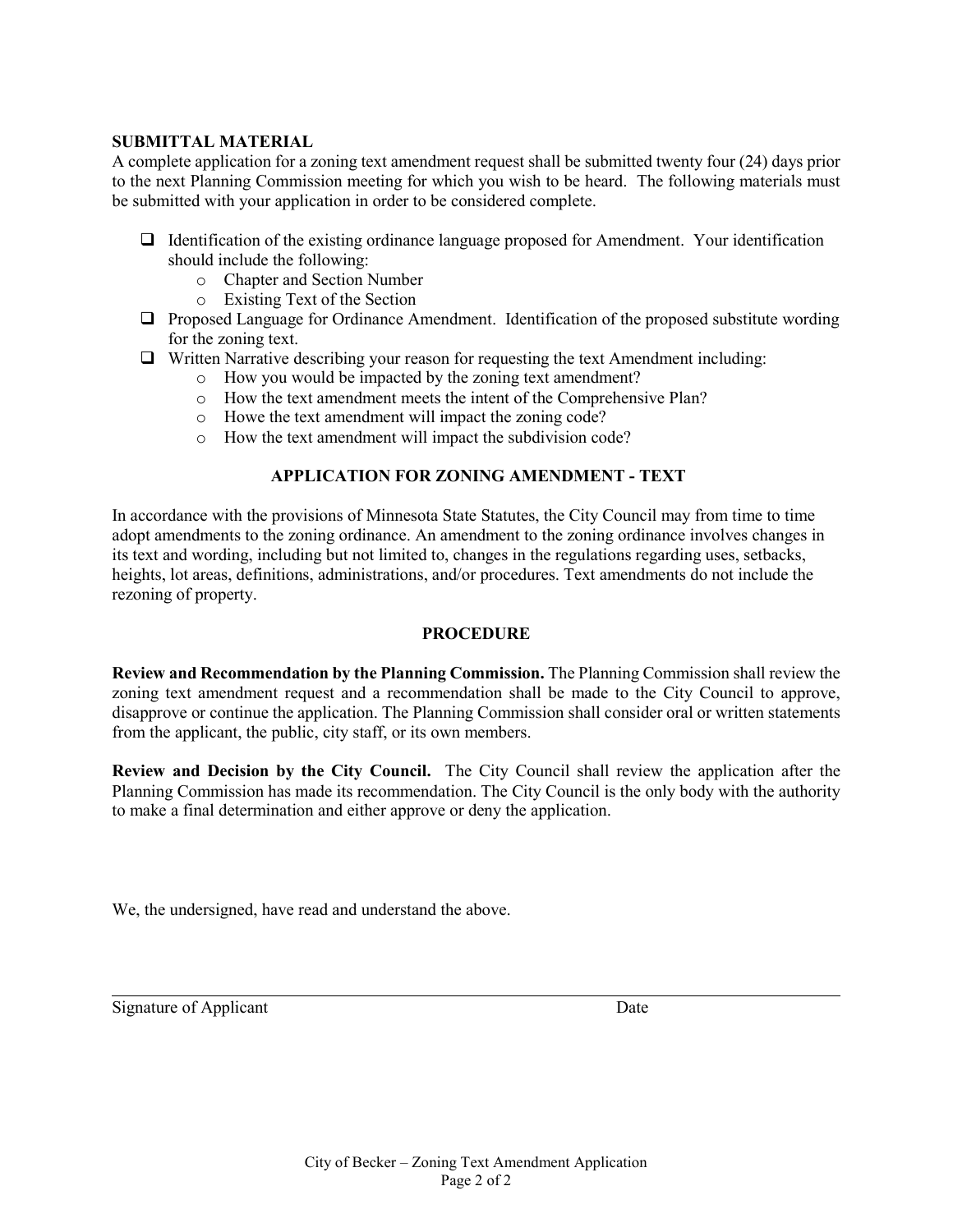## SUBMITTAL MATERIAL

A complete application for a zoning text amendment request shall be submitted twenty four (24) days prior to the next Planning Commission meeting for which you wish to be heard. The following materials must be submitted with your application in order to be considered complete.

- ☐ Identification of the existing ordinance language proposed for Amendment. Your identification should include the following:
  - o Chapter and Section Number
  - o Existing Text of the Section
- ☐ Proposed Language for Ordinance Amendment. Identification of the proposed substitute wording for the zoning text.
- ☐ Written Narrative describing your reason for requesting the text Amendment including:
  - o How you would be impacted by the zoning text amendment?
  - o How the text amendment meets the intent of the Comprehensive Plan?
  - o Howe the text amendment will impact the zoning code?
  - o How the text amendment will impact the subdivision code?

## APPLICATION FOR ZONING AMENDMENT - TEXT

In accordance with the provisions of Minnesota State Statutes, the City Council may from time to time adopt amendments to the zoning ordinance. An amendment to the zoning ordinance involves changes in its text and wording, including but not limited to, changes in the regulations regarding uses, setbacks, heights, lot areas, definitions, administrations, and/or procedures. Text amendments do not include the rezoning of property.

## PROCEDURE

**Review and Recommendation by the Planning Commission.** The Planning Commission shall review the zoning text amendment request and a recommendation shall be made to the City Council to approve, disapprove or continue the application. The Planning Commission shall consider oral or written statements from the applicant, the public, city staff, or its own members.

**Review and Decision by the City Council.** The City Council shall review the application after the Planning Commission has made its recommendation. The City Council is the only body with the authority to make a final determination and either approve or deny the application.

We, the undersigned, have read and understand the above.

______________________________________________________________________

Signature of Applicant                                                                Date

City of Becker – Zoning Text Amendment Application